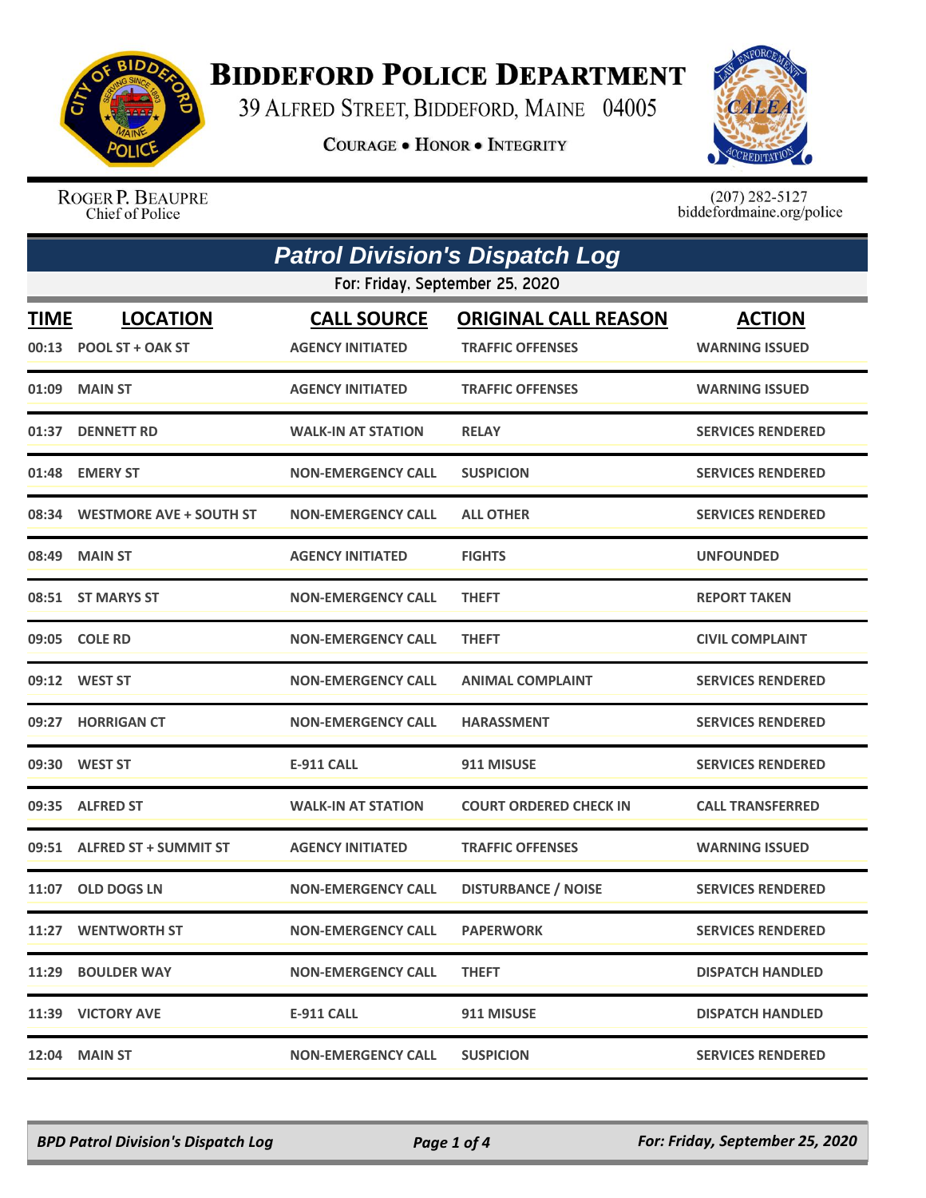# BIDDEFORD POLICE DEPARTMENT

39 ALFRED STREET, BIDDEFORD, MAINE 04005

**COURAGE • HONOR • INTEGRITY**

ROGER P. BEAUPRE
Chief of Police

(207) 282-5127
biddefordmaine.org/police

## *Patrol Division's Dispatch Log*

For: Friday, September 25, 2020

| TIME | LOCATION | CALL SOURCE | ORIGINAL CALL REASON | ACTION |
|---|---|---|---|---|
| 00:13 | POOL ST + OAK ST | AGENCY INITIATED | TRAFFIC OFFENSES | WARNING ISSUED |
| 01:09 | MAIN ST | AGENCY INITIATED | TRAFFIC OFFENSES | WARNING ISSUED |
| 01:37 | DENNETT RD | WALK-IN AT STATION | RELAY | SERVICES RENDERED |
| 01:48 | EMERY ST | NON-EMERGENCY CALL | SUSPICION | SERVICES RENDERED |
| 08:34 | WESTMORE AVE + SOUTH ST | NON-EMERGENCY CALL | ALL OTHER | SERVICES RENDERED |
| 08:49 | MAIN ST | AGENCY INITIATED | FIGHTS | UNFOUNDED |
| 08:51 | ST MARYS ST | NON-EMERGENCY CALL | THEFT | REPORT TAKEN |
| 09:05 | COLE RD | NON-EMERGENCY CALL | THEFT | CIVIL COMPLAINT |
| 09:12 | WEST ST | NON-EMERGENCY CALL | ANIMAL COMPLAINT | SERVICES RENDERED |
| 09:27 | HORRIGAN CT | NON-EMERGENCY CALL | HARASSMENT | SERVICES RENDERED |
| 09:30 | WEST ST | E-911 CALL | 911 MISUSE | SERVICES RENDERED |
| 09:35 | ALFRED ST | WALK-IN AT STATION | COURT ORDERED CHECK IN | CALL TRANSFERRED |
| 09:51 | ALFRED ST + SUMMIT ST | AGENCY INITIATED | TRAFFIC OFFENSES | WARNING ISSUED |
| 11:07 | OLD DOGS LN | NON-EMERGENCY CALL | DISTURBANCE / NOISE | SERVICES RENDERED |
| 11:27 | WENTWORTH ST | NON-EMERGENCY CALL | PAPERWORK | SERVICES RENDERED |
| 11:29 | BOULDER WAY | NON-EMERGENCY CALL | THEFT | DISPATCH HANDLED |
| 11:39 | VICTORY AVE | E-911 CALL | 911 MISUSE | DISPATCH HANDLED |
| 12:04 | MAIN ST | NON-EMERGENCY CALL | SUSPICION | SERVICES RENDERED |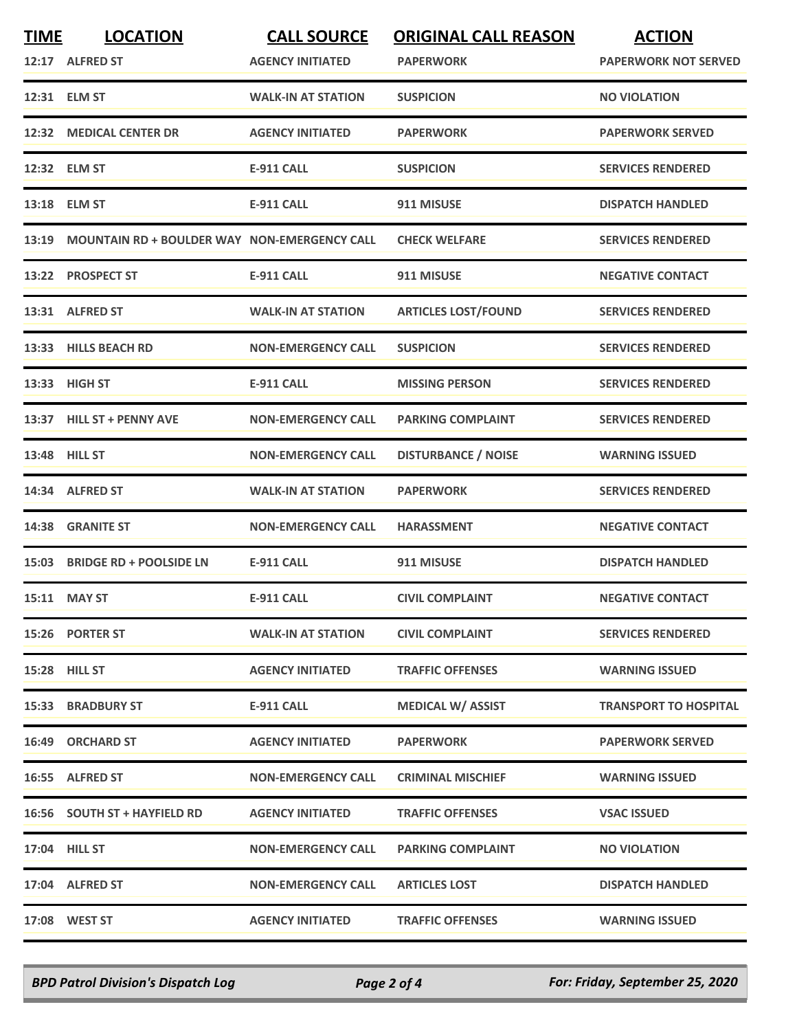| TIME | LOCATION | CALL SOURCE | ORIGINAL CALL REASON | ACTION |
|---|---|---|---|---|
| 12:17 | ALFRED ST | AGENCY INITIATED | PAPERWORK | PAPERWORK NOT SERVED |
| 12:31 | ELM ST | WALK-IN AT STATION | SUSPICION | NO VIOLATION |
| 12:32 | MEDICAL CENTER DR | AGENCY INITIATED | PAPERWORK | PAPERWORK SERVED |
| 12:32 | ELM ST | E-911 CALL | SUSPICION | SERVICES RENDERED |
| 13:18 | ELM ST | E-911 CALL | 911 MISUSE | DISPATCH HANDLED |
| 13:19 | MOUNTAIN RD + BOULDER WAY | NON-EMERGENCY CALL | CHECK WELFARE | SERVICES RENDERED |
| 13:22 | PROSPECT ST | E-911 CALL | 911 MISUSE | NEGATIVE CONTACT |
| 13:31 | ALFRED ST | WALK-IN AT STATION | ARTICLES LOST/FOUND | SERVICES RENDERED |
| 13:33 | HILLS BEACH RD | NON-EMERGENCY CALL | SUSPICION | SERVICES RENDERED |
| 13:33 | HIGH ST | E-911 CALL | MISSING PERSON | SERVICES RENDERED |
| 13:37 | HILL ST + PENNY AVE | NON-EMERGENCY CALL | PARKING COMPLAINT | SERVICES RENDERED |
| 13:48 | HILL ST | NON-EMERGENCY CALL | DISTURBANCE / NOISE | WARNING ISSUED |
| 14:34 | ALFRED ST | WALK-IN AT STATION | PAPERWORK | SERVICES RENDERED |
| 14:38 | GRANITE ST | NON-EMERGENCY CALL | HARASSMENT | NEGATIVE CONTACT |
| 15:03 | BRIDGE RD + POOLSIDE LN | E-911 CALL | 911 MISUSE | DISPATCH HANDLED |
| 15:11 | MAY ST | E-911 CALL | CIVIL COMPLAINT | NEGATIVE CONTACT |
| 15:26 | PORTER ST | WALK-IN AT STATION | CIVIL COMPLAINT | SERVICES RENDERED |
| 15:28 | HILL ST | AGENCY INITIATED | TRAFFIC OFFENSES | WARNING ISSUED |
| 15:33 | BRADBURY ST | E-911 CALL | MEDICAL W/ ASSIST | TRANSPORT TO HOSPITAL |
| 16:49 | ORCHARD ST | AGENCY INITIATED | PAPERWORK | PAPERWORK SERVED |
| 16:55 | ALFRED ST | NON-EMERGENCY CALL | CRIMINAL MISCHIEF | WARNING ISSUED |
| 16:56 | SOUTH ST + HAYFIELD RD | AGENCY INITIATED | TRAFFIC OFFENSES | VSAC ISSUED |
| 17:04 | HILL ST | NON-EMERGENCY CALL | PARKING COMPLAINT | NO VIOLATION |
| 17:04 | ALFRED ST | NON-EMERGENCY CALL | ARTICLES LOST | DISPATCH HANDLED |
| 17:08 | WEST ST | AGENCY INITIATED | TRAFFIC OFFENSES | WARNING ISSUED |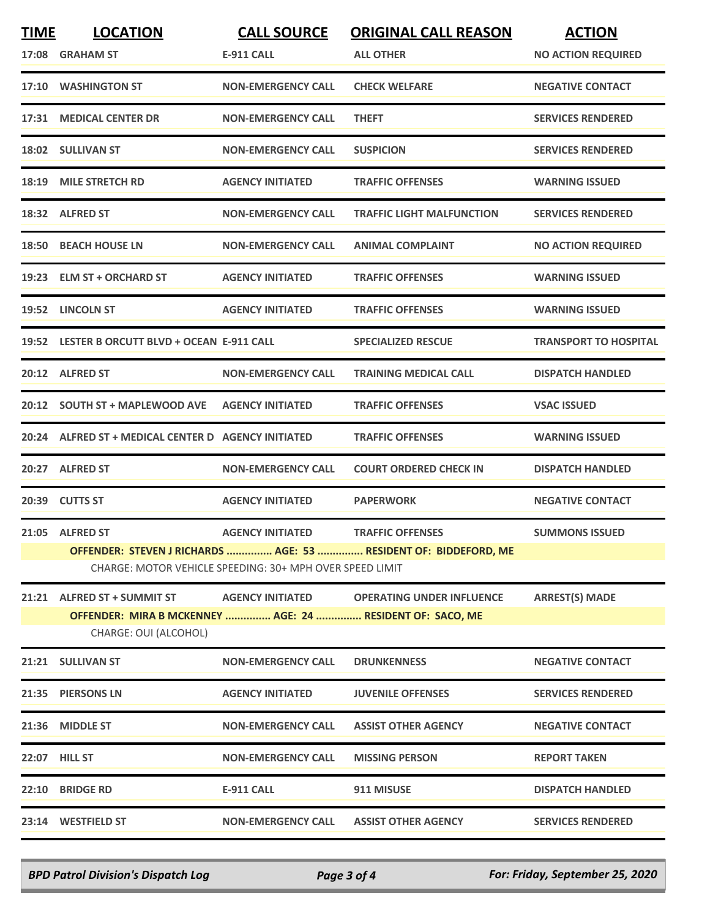| TIME | LOCATION | CALL SOURCE | ORIGINAL CALL REASON | ACTION |
|---|---|---|---|---|
| 17:08 | GRAHAM ST | E-911 CALL | ALL OTHER | NO ACTION REQUIRED |
| 17:10 | WASHINGTON ST | NON-EMERGENCY CALL | CHECK WELFARE | NEGATIVE CONTACT |
| 17:31 | MEDICAL CENTER DR | NON-EMERGENCY CALL | THEFT | SERVICES RENDERED |
| 18:02 | SULLIVAN ST | NON-EMERGENCY CALL | SUSPICION | SERVICES RENDERED |
| 18:19 | MILE STRETCH RD | AGENCY INITIATED | TRAFFIC OFFENSES | WARNING ISSUED |
| 18:32 | ALFRED ST | NON-EMERGENCY CALL | TRAFFIC LIGHT MALFUNCTION | SERVICES RENDERED |
| 18:50 | BEACH HOUSE LN | NON-EMERGENCY CALL | ANIMAL COMPLAINT | NO ACTION REQUIRED |
| 19:23 | ELM ST + ORCHARD ST | AGENCY INITIATED | TRAFFIC OFFENSES | WARNING ISSUED |
| 19:52 | LINCOLN ST | AGENCY INITIATED | TRAFFIC OFFENSES | WARNING ISSUED |
| 19:52 | LESTER B ORCUTT BLVD + OCEAN | E-911 CALL | SPECIALIZED RESCUE | TRANSPORT TO HOSPITAL |
| 20:12 | ALFRED ST | NON-EMERGENCY CALL | TRAINING MEDICAL CALL | DISPATCH HANDLED |
| 20:12 | SOUTH ST + MAPLEWOOD AVE | AGENCY INITIATED | TRAFFIC OFFENSES | VSAC ISSUED |
| 20:24 | ALFRED ST + MEDICAL CENTER D | AGENCY INITIATED | TRAFFIC OFFENSES | WARNING ISSUED |
| 20:27 | ALFRED ST | NON-EMERGENCY CALL | COURT ORDERED CHECK IN | DISPATCH HANDLED |
| 20:39 | CUTTS ST | AGENCY INITIATED | PAPERWORK | NEGATIVE CONTACT |
| 21:05 | ALFRED ST | AGENCY INITIATED | TRAFFIC OFFENSES | SUMMONS ISSUED |
| | OFFENDER: STEVEN J RICHARDS ............... AGE: 53 ............... RESIDENT OF: BIDDEFORD, ME | | | |
| | CHARGE: MOTOR VEHICLE SPEEDING: 30+ MPH OVER SPEED LIMIT | | | |
| 21:21 | ALFRED ST + SUMMIT ST | AGENCY INITIATED | OPERATING UNDER INFLUENCE | ARREST(S) MADE |
| | OFFENDER: MIRA B MCKENNEY ............... AGE: 24 ............... RESIDENT OF: SACO, ME | | | |
| | CHARGE: OUI (ALCOHOL) | | | |
| 21:21 | SULLIVAN ST | NON-EMERGENCY CALL | DRUNKENNESS | NEGATIVE CONTACT |
| 21:35 | PIERSONS LN | AGENCY INITIATED | JUVENILE OFFENSES | SERVICES RENDERED |
| 21:36 | MIDDLE ST | NON-EMERGENCY CALL | ASSIST OTHER AGENCY | NEGATIVE CONTACT |
| 22:07 | HILL ST | NON-EMERGENCY CALL | MISSING PERSON | REPORT TAKEN |
| 22:10 | BRIDGE RD | E-911 CALL | 911 MISUSE | DISPATCH HANDLED |
| 23:14 | WESTFIELD ST | NON-EMERGENCY CALL | ASSIST OTHER AGENCY | SERVICES RENDERED |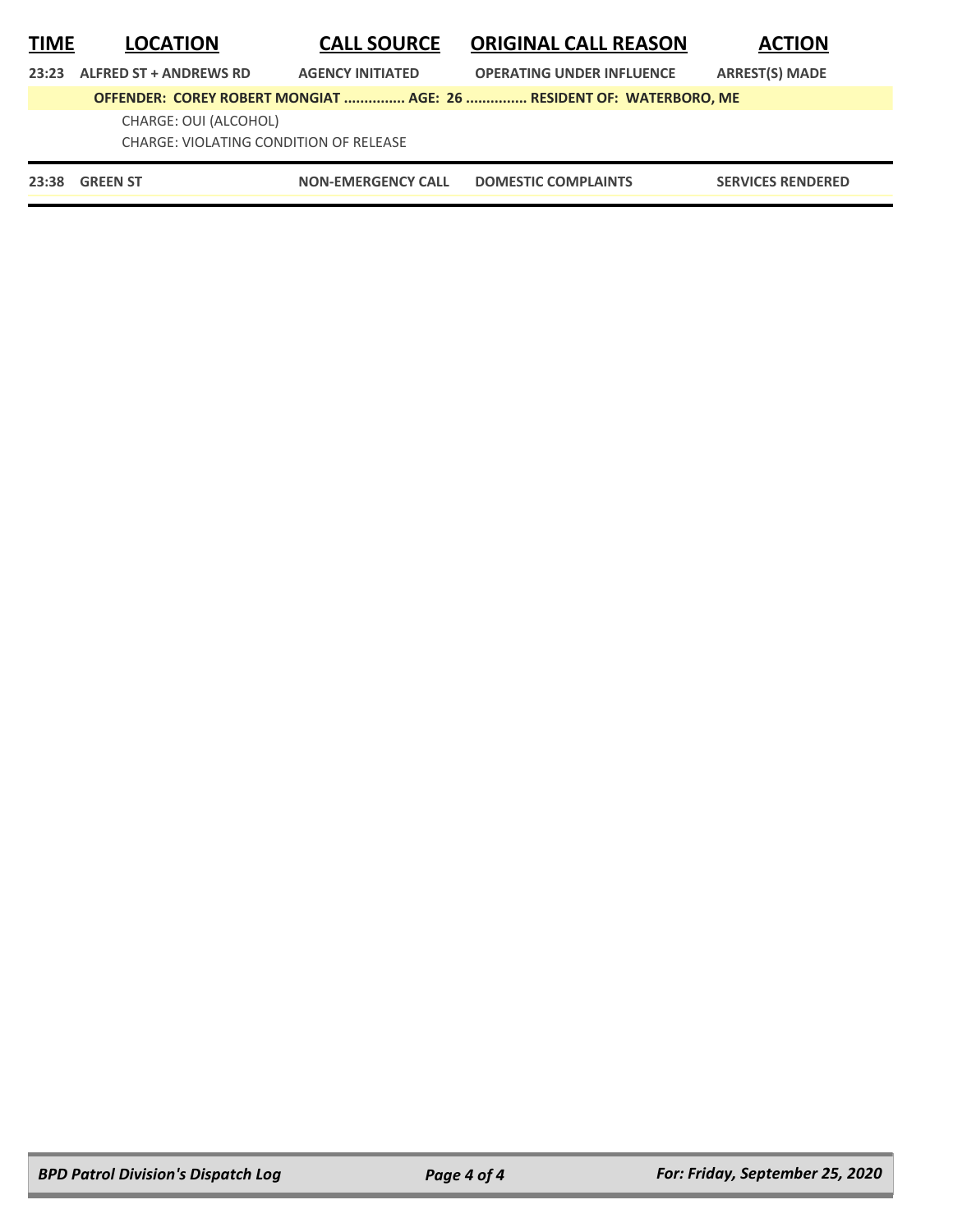| TIME | LOCATION | CALL SOURCE | ORIGINAL CALL REASON | ACTION |
| --- | --- | --- | --- | --- |
| 23:23 | ALFRED ST + ANDREWS RD | AGENCY INITIATED | OPERATING UNDER INFLUENCE | ARREST(S) MADE |
| | OFFENDER: COREY ROBERT MONGIAT ............... AGE: 26 ............... RESIDENT OF: WATERBORO, ME | | | |
| | CHARGE: OUI (ALCOHOL) | | | |
| | CHARGE: VIOLATING CONDITION OF RELEASE | | | |
| 23:38 | GREEN ST | NON-EMERGENCY CALL | DOMESTIC COMPLAINTS | SERVICES RENDERED |